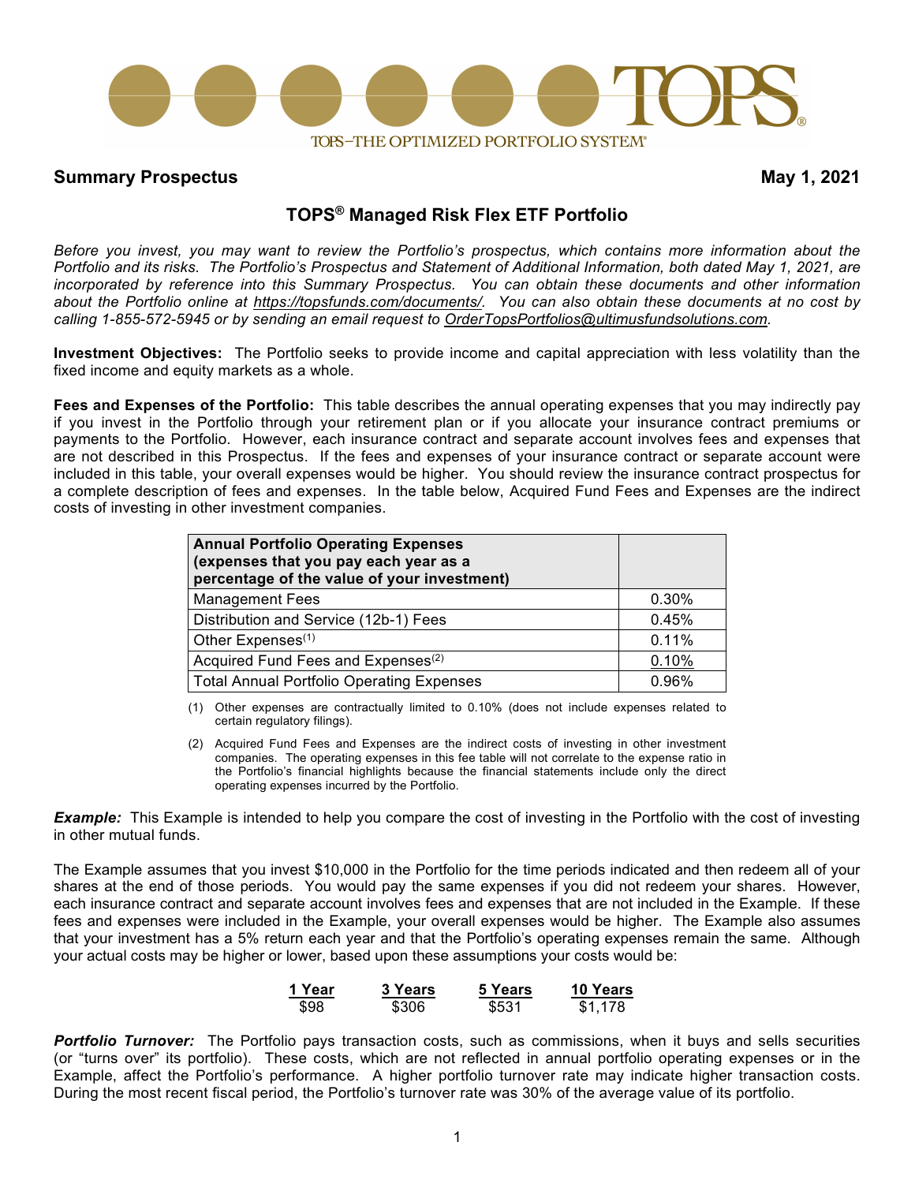TOPS–THE OPTIMIZED PORTFOLIO SYSTEM®

**Summary Prospectus** **May 1, 2021**

# TOPS® Managed Risk Flex ETF Portfolio

*Before you invest, you may want to review the Portfolio's prospectus, which contains more information about the Portfolio and its risks. The Portfolio's Prospectus and Statement of Additional Information, both dated May 1, 2021, are incorporated by reference into this Summary Prospectus. You can obtain these documents and other information about the Portfolio online at https://topsfunds.com/documents/. You can also obtain these documents at no cost by calling 1-855-572-5945 or by sending an email request to OrderTopsPortfolios@ultimusfundsolutions.com.*

**Investment Objectives:** The Portfolio seeks to provide income and capital appreciation with less volatility than the fixed income and equity markets as a whole.

**Fees and Expenses of the Portfolio:** This table describes the annual operating expenses that you may indirectly pay if you invest in the Portfolio through your retirement plan or if you allocate your insurance contract premiums or payments to the Portfolio. However, each insurance contract and separate account involves fees and expenses that are not described in this Prospectus. If the fees and expenses of your insurance contract or separate account were included in this table, your overall expenses would be higher. You should review the insurance contract prospectus for a complete description of fees and expenses. In the table below, Acquired Fund Fees and Expenses are the indirect costs of investing in other investment companies.

| Annual Portfolio Operating Expenses (expenses that you pay each year as a percentage of the value of your investment) | |
|---|---|
| Management Fees | 0.30% |
| Distribution and Service (12b-1) Fees | 0.45% |
| Other Expenses[(1)] | 0.11% |
| Acquired Fund Fees and Expenses[(2)] | 0.10% |
| Total Annual Portfolio Operating Expenses | 0.96% |

(1) Other expenses are contractually limited to 0.10% (does not include expenses related to certain regulatory filings).

(2) Acquired Fund Fees and Expenses are the indirect costs of investing in other investment companies. The operating expenses in this fee table will not correlate to the expense ratio in the Portfolio's financial highlights because the financial statements include only the direct operating expenses incurred by the Portfolio.

***Example:*** This Example is intended to help you compare the cost of investing in the Portfolio with the cost of investing in other mutual funds.

The Example assumes that you invest $10,000 in the Portfolio for the time periods indicated and then redeem all of your shares at the end of those periods. You would pay the same expenses if you did not redeem your shares. However, each insurance contract and separate account involves fees and expenses that are not included in the Example. If these fees and expenses were included in the Example, your overall expenses would be higher. The Example also assumes that your investment has a 5% return each year and that the Portfolio's operating expenses remain the same. Although your actual costs may be higher or lower, based upon these assumptions your costs would be:

| 1 Year | 3 Years | 5 Years | 10 Years |
|---|---|---|---|
| $98 | $306 | $531 | $1,178 |

***Portfolio Turnover:*** The Portfolio pays transaction costs, such as commissions, when it buys and sells securities (or "turns over" its portfolio). These costs, which are not reflected in annual portfolio operating expenses or in the Example, affect the Portfolio's performance. A higher portfolio turnover rate may indicate higher transaction costs. During the most recent fiscal period, the Portfolio's turnover rate was 30% of the average value of its portfolio.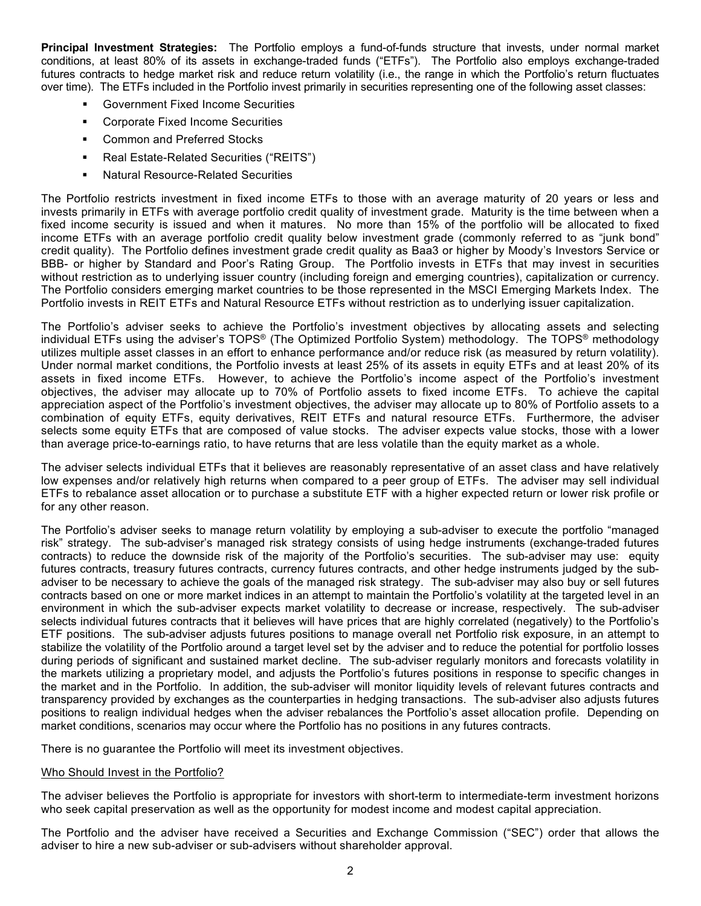**Principal Investment Strategies:** The Portfolio employs a fund-of-funds structure that invests, under normal market conditions, at least 80% of its assets in exchange-traded funds ("ETFs"). The Portfolio also employs exchange-traded futures contracts to hedge market risk and reduce return volatility (i.e., the range in which the Portfolio's return fluctuates over time). The ETFs included in the Portfolio invest primarily in securities representing one of the following asset classes:

- Government Fixed Income Securities
- Corporate Fixed Income Securities
- Common and Preferred Stocks
- Real Estate-Related Securities ("REITS")
- Natural Resource-Related Securities

The Portfolio restricts investment in fixed income ETFs to those with an average maturity of 20 years or less and invests primarily in ETFs with average portfolio credit quality of investment grade. Maturity is the time between when a fixed income security is issued and when it matures. No more than 15% of the portfolio will be allocated to fixed income ETFs with an average portfolio credit quality below investment grade (commonly referred to as "junk bond" credit quality). The Portfolio defines investment grade credit quality as Baa3 or higher by Moody's Investors Service or BBB- or higher by Standard and Poor's Rating Group. The Portfolio invests in ETFs that may invest in securities without restriction as to underlying issuer country (including foreign and emerging countries), capitalization or currency. The Portfolio considers emerging market countries to be those represented in the MSCI Emerging Markets Index. The Portfolio invests in REIT ETFs and Natural Resource ETFs without restriction as to underlying issuer capitalization.

The Portfolio's adviser seeks to achieve the Portfolio's investment objectives by allocating assets and selecting individual ETFs using the adviser's TOPS® (The Optimized Portfolio System) methodology. The TOPS® methodology utilizes multiple asset classes in an effort to enhance performance and/or reduce risk (as measured by return volatility). Under normal market conditions, the Portfolio invests at least 25% of its assets in equity ETFs and at least 20% of its assets in fixed income ETFs. However, to achieve the Portfolio's income aspect of the Portfolio's investment objectives, the adviser may allocate up to 70% of Portfolio assets to fixed income ETFs. To achieve the capital appreciation aspect of the Portfolio's investment objectives, the adviser may allocate up to 80% of Portfolio assets to a combination of equity ETFs, equity derivatives, REIT ETFs and natural resource ETFs. Furthermore, the adviser selects some equity ETFs that are composed of value stocks. The adviser expects value stocks, those with a lower than average price-to-earnings ratio, to have returns that are less volatile than the equity market as a whole.

The adviser selects individual ETFs that it believes are reasonably representative of an asset class and have relatively low expenses and/or relatively high returns when compared to a peer group of ETFs. The adviser may sell individual ETFs to rebalance asset allocation or to purchase a substitute ETF with a higher expected return or lower risk profile or for any other reason.

The Portfolio's adviser seeks to manage return volatility by employing a sub-adviser to execute the portfolio "managed risk" strategy. The sub-adviser's managed risk strategy consists of using hedge instruments (exchange-traded futures contracts) to reduce the downside risk of the majority of the Portfolio's securities. The sub-adviser may use: equity futures contracts, treasury futures contracts, currency futures contracts, and other hedge instruments judged by the sub-adviser to be necessary to achieve the goals of the managed risk strategy. The sub-adviser may also buy or sell futures contracts based on one or more market indices in an attempt to maintain the Portfolio's volatility at the targeted level in an environment in which the sub-adviser expects market volatility to decrease or increase, respectively. The sub-adviser selects individual futures contracts that it believes will have prices that are highly correlated (negatively) to the Portfolio's ETF positions. The sub-adviser adjusts futures positions to manage overall net Portfolio risk exposure, in an attempt to stabilize the volatility of the Portfolio around a target level set by the adviser and to reduce the potential for portfolio losses during periods of significant and sustained market decline. The sub-adviser regularly monitors and forecasts volatility in the markets utilizing a proprietary model, and adjusts the Portfolio's futures positions in response to specific changes in the market and in the Portfolio. In addition, the sub-adviser will monitor liquidity levels of relevant futures contracts and transparency provided by exchanges as the counterparties in hedging transactions. The sub-adviser also adjusts futures positions to realign individual hedges when the adviser rebalances the Portfolio's asset allocation profile. Depending on market conditions, scenarios may occur where the Portfolio has no positions in any futures contracts.

There is no guarantee the Portfolio will meet its investment objectives.

Who Should Invest in the Portfolio?

The adviser believes the Portfolio is appropriate for investors with short-term to intermediate-term investment horizons who seek capital preservation as well as the opportunity for modest income and modest capital appreciation.

The Portfolio and the adviser have received a Securities and Exchange Commission ("SEC") order that allows the adviser to hire a new sub-adviser or sub-advisers without shareholder approval.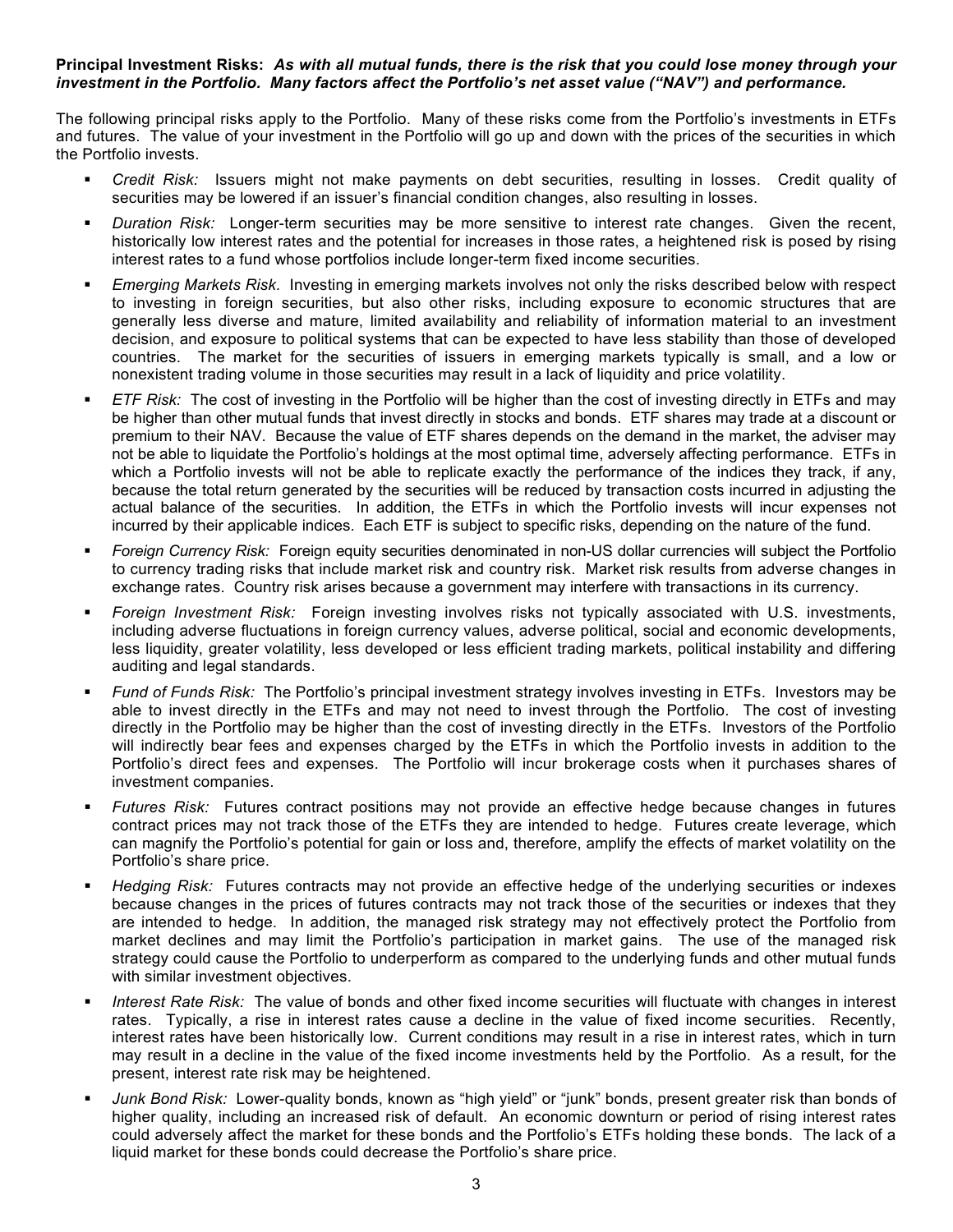**Principal Investment Risks:** ***As with all mutual funds, there is the risk that you could lose money through your investment in the Portfolio. Many factors affect the Portfolio's net asset value ("NAV") and performance.***

The following principal risks apply to the Portfolio. Many of these risks come from the Portfolio's investments in ETFs and futures. The value of your investment in the Portfolio will go up and down with the prices of the securities in which the Portfolio invests.

- *Credit Risk:* Issuers might not make payments on debt securities, resulting in losses. Credit quality of securities may be lowered if an issuer's financial condition changes, also resulting in losses.
- *Duration Risk:* Longer-term securities may be more sensitive to interest rate changes. Given the recent, historically low interest rates and the potential for increases in those rates, a heightened risk is posed by rising interest rates to a fund whose portfolios include longer-term fixed income securities.
- *Emerging Markets Risk.* Investing in emerging markets involves not only the risks described below with respect to investing in foreign securities, but also other risks, including exposure to economic structures that are generally less diverse and mature, limited availability and reliability of information material to an investment decision, and exposure to political systems that can be expected to have less stability than those of developed countries. The market for the securities of issuers in emerging markets typically is small, and a low or nonexistent trading volume in those securities may result in a lack of liquidity and price volatility.
- *ETF Risk:* The cost of investing in the Portfolio will be higher than the cost of investing directly in ETFs and may be higher than other mutual funds that invest directly in stocks and bonds. ETF shares may trade at a discount or premium to their NAV. Because the value of ETF shares depends on the demand in the market, the adviser may not be able to liquidate the Portfolio's holdings at the most optimal time, adversely affecting performance. ETFs in which a Portfolio invests will not be able to replicate exactly the performance of the indices they track, if any, because the total return generated by the securities will be reduced by transaction costs incurred in adjusting the actual balance of the securities. In addition, the ETFs in which the Portfolio invests will incur expenses not incurred by their applicable indices. Each ETF is subject to specific risks, depending on the nature of the fund.
- *Foreign Currency Risk:* Foreign equity securities denominated in non-US dollar currencies will subject the Portfolio to currency trading risks that include market risk and country risk. Market risk results from adverse changes in exchange rates. Country risk arises because a government may interfere with transactions in its currency.
- *Foreign Investment Risk:* Foreign investing involves risks not typically associated with U.S. investments, including adverse fluctuations in foreign currency values, adverse political, social and economic developments, less liquidity, greater volatility, less developed or less efficient trading markets, political instability and differing auditing and legal standards.
- *Fund of Funds Risk:* The Portfolio's principal investment strategy involves investing in ETFs. Investors may be able to invest directly in the ETFs and may not need to invest through the Portfolio. The cost of investing directly in the Portfolio may be higher than the cost of investing directly in the ETFs. Investors of the Portfolio will indirectly bear fees and expenses charged by the ETFs in which the Portfolio invests in addition to the Portfolio's direct fees and expenses. The Portfolio will incur brokerage costs when it purchases shares of investment companies.
- *Futures Risk:* Futures contract positions may not provide an effective hedge because changes in futures contract prices may not track those of the ETFs they are intended to hedge. Futures create leverage, which can magnify the Portfolio's potential for gain or loss and, therefore, amplify the effects of market volatility on the Portfolio's share price.
- *Hedging Risk:* Futures contracts may not provide an effective hedge of the underlying securities or indexes because changes in the prices of futures contracts may not track those of the securities or indexes that they are intended to hedge. In addition, the managed risk strategy may not effectively protect the Portfolio from market declines and may limit the Portfolio's participation in market gains. The use of the managed risk strategy could cause the Portfolio to underperform as compared to the underlying funds and other mutual funds with similar investment objectives.
- *Interest Rate Risk:* The value of bonds and other fixed income securities will fluctuate with changes in interest rates. Typically, a rise in interest rates cause a decline in the value of fixed income securities. Recently, interest rates have been historically low. Current conditions may result in a rise in interest rates, which in turn may result in a decline in the value of the fixed income investments held by the Portfolio. As a result, for the present, interest rate risk may be heightened.
- *Junk Bond Risk:* Lower-quality bonds, known as "high yield" or "junk" bonds, present greater risk than bonds of higher quality, including an increased risk of default. An economic downturn or period of rising interest rates could adversely affect the market for these bonds and the Portfolio's ETFs holding these bonds. The lack of a liquid market for these bonds could decrease the Portfolio's share price.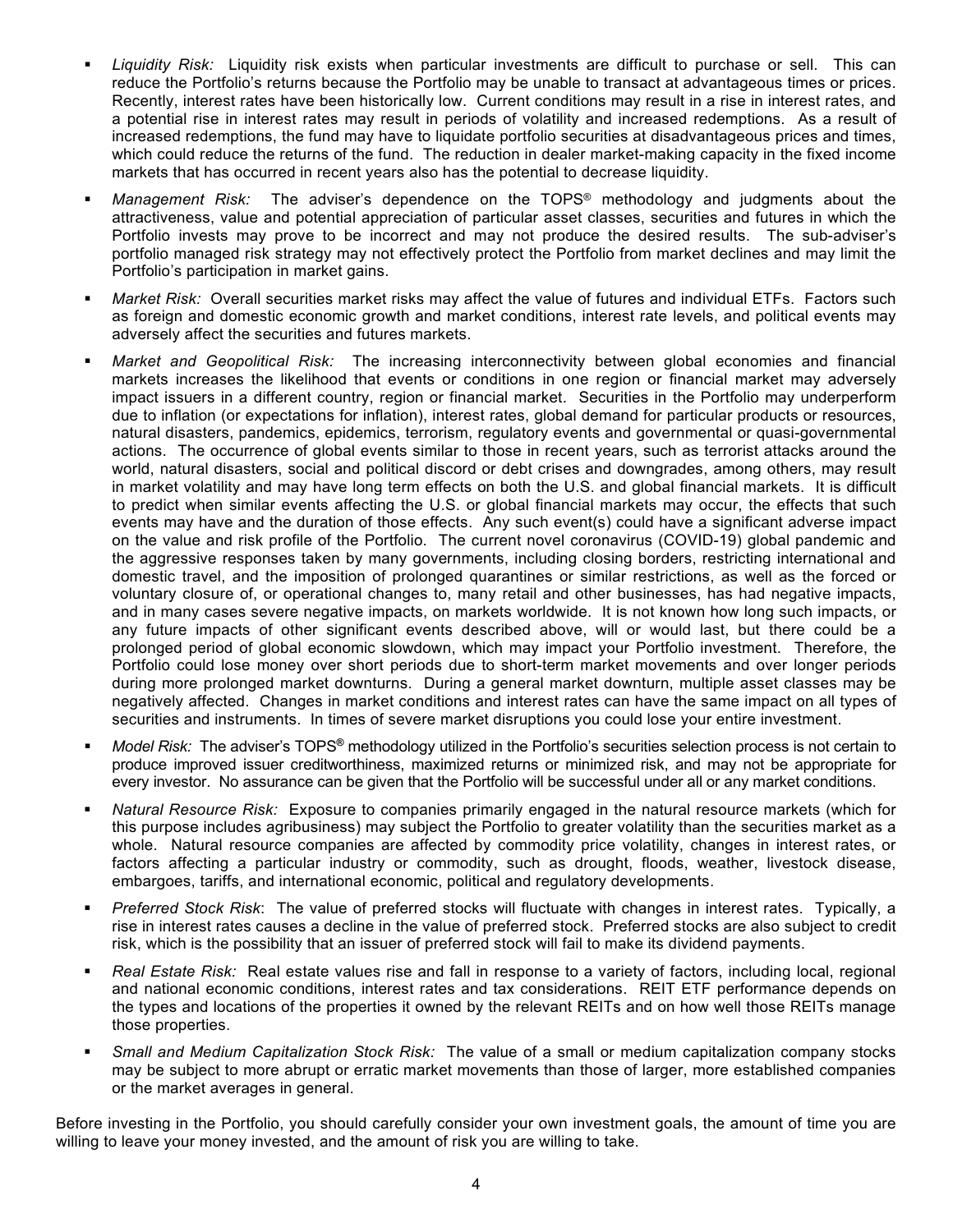- *Liquidity Risk:* Liquidity risk exists when particular investments are difficult to purchase or sell. This can reduce the Portfolio's returns because the Portfolio may be unable to transact at advantageous times or prices. Recently, interest rates have been historically low. Current conditions may result in a rise in interest rates, and a potential rise in interest rates may result in periods of volatility and increased redemptions. As a result of increased redemptions, the fund may have to liquidate portfolio securities at disadvantageous prices and times, which could reduce the returns of the fund. The reduction in dealer market-making capacity in the fixed income markets that has occurred in recent years also has the potential to decrease liquidity.
- *Management Risk:* The adviser's dependence on the TOPS® methodology and judgments about the attractiveness, value and potential appreciation of particular asset classes, securities and futures in which the Portfolio invests may prove to be incorrect and may not produce the desired results. The sub-adviser's portfolio managed risk strategy may not effectively protect the Portfolio from market declines and may limit the Portfolio's participation in market gains.
- *Market Risk:* Overall securities market risks may affect the value of futures and individual ETFs. Factors such as foreign and domestic economic growth and market conditions, interest rate levels, and political events may adversely affect the securities and futures markets.
- *Market and Geopolitical Risk:* The increasing interconnectivity between global economies and financial markets increases the likelihood that events or conditions in one region or financial market may adversely impact issuers in a different country, region or financial market. Securities in the Portfolio may underperform due to inflation (or expectations for inflation), interest rates, global demand for particular products or resources, natural disasters, pandemics, epidemics, terrorism, regulatory events and governmental or quasi-governmental actions. The occurrence of global events similar to those in recent years, such as terrorist attacks around the world, natural disasters, social and political discord or debt crises and downgrades, among others, may result in market volatility and may have long term effects on both the U.S. and global financial markets. It is difficult to predict when similar events affecting the U.S. or global financial markets may occur, the effects that such events may have and the duration of those effects. Any such event(s) could have a significant adverse impact on the value and risk profile of the Portfolio. The current novel coronavirus (COVID-19) global pandemic and the aggressive responses taken by many governments, including closing borders, restricting international and domestic travel, and the imposition of prolonged quarantines or similar restrictions, as well as the forced or voluntary closure of, or operational changes to, many retail and other businesses, has had negative impacts, and in many cases severe negative impacts, on markets worldwide. It is not known how long such impacts, or any future impacts of other significant events described above, will or would last, but there could be a prolonged period of global economic slowdown, which may impact your Portfolio investment. Therefore, the Portfolio could lose money over short periods due to short-term market movements and over longer periods during more prolonged market downturns. During a general market downturn, multiple asset classes may be negatively affected. Changes in market conditions and interest rates can have the same impact on all types of securities and instruments. In times of severe market disruptions you could lose your entire investment.
- *Model Risk:* The adviser's TOPS® methodology utilized in the Portfolio's securities selection process is not certain to produce improved issuer creditworthiness, maximized returns or minimized risk, and may not be appropriate for every investor. No assurance can be given that the Portfolio will be successful under all or any market conditions.
- *Natural Resource Risk:* Exposure to companies primarily engaged in the natural resource markets (which for this purpose includes agribusiness) may subject the Portfolio to greater volatility than the securities market as a whole. Natural resource companies are affected by commodity price volatility, changes in interest rates, or factors affecting a particular industry or commodity, such as drought, floods, weather, livestock disease, embargoes, tariffs, and international economic, political and regulatory developments.
- *Preferred Stock Risk*: The value of preferred stocks will fluctuate with changes in interest rates. Typically, a rise in interest rates causes a decline in the value of preferred stock. Preferred stocks are also subject to credit risk, which is the possibility that an issuer of preferred stock will fail to make its dividend payments.
- *Real Estate Risk:* Real estate values rise and fall in response to a variety of factors, including local, regional and national economic conditions, interest rates and tax considerations. REIT ETF performance depends on the types and locations of the properties it owned by the relevant REITs and on how well those REITs manage those properties.
- *Small and Medium Capitalization Stock Risk:* The value of a small or medium capitalization company stocks may be subject to more abrupt or erratic market movements than those of larger, more established companies or the market averages in general.

Before investing in the Portfolio, you should carefully consider your own investment goals, the amount of time you are willing to leave your money invested, and the amount of risk you are willing to take.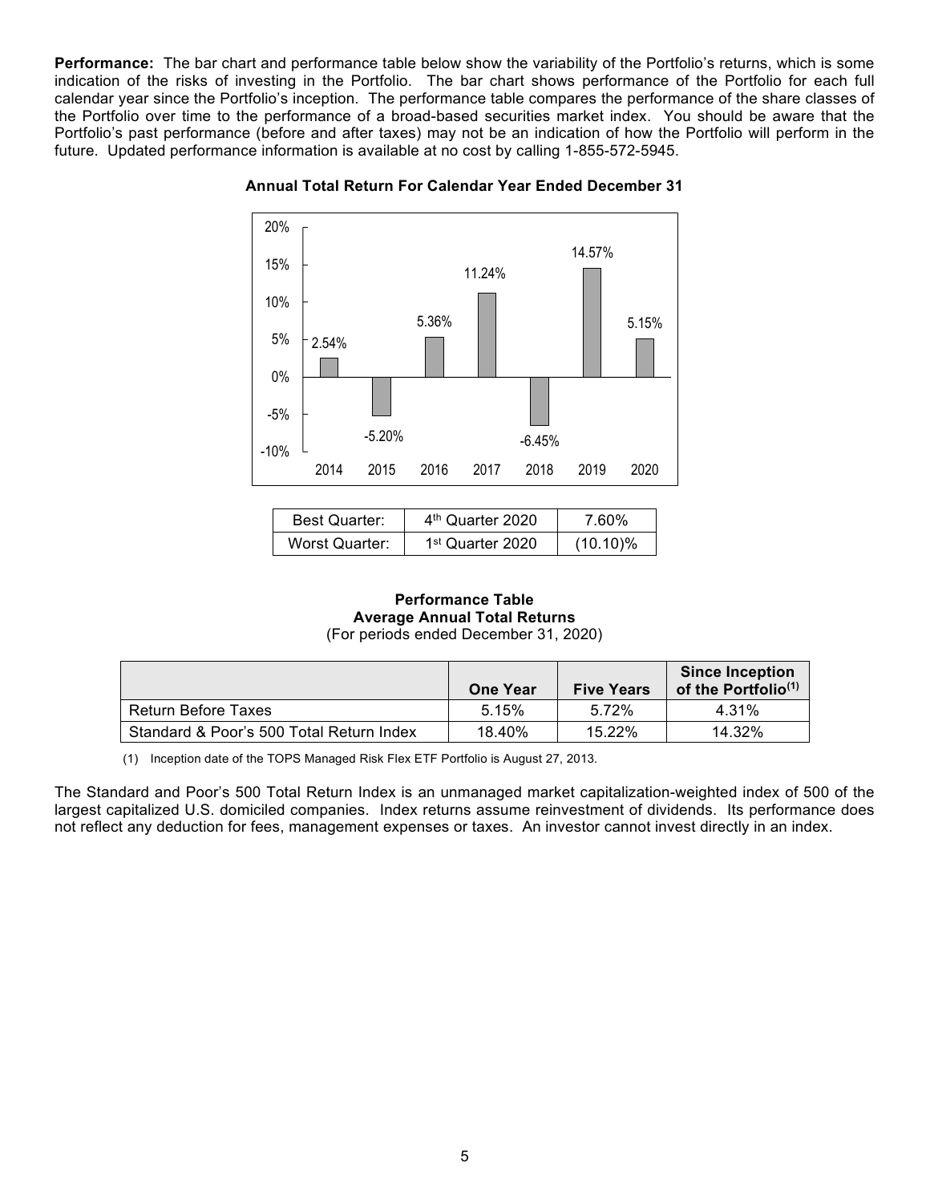**Performance:** The bar chart and performance table below show the variability of the Portfolio's returns, which is some indication of the risks of investing in the Portfolio. The bar chart shows performance of the Portfolio for each full calendar year since the Portfolio's inception. The performance table compares the performance of the share classes of the Portfolio over time to the performance of a broad-based securities market index. You should be aware that the Portfolio's past performance (before and after taxes) may not be an indication of how the Portfolio will perform in the future. Updated performance information is available at no cost by calling 1-855-572-5945.

**Annual Total Return For Calendar Year Ended December 31**

20%
15%
10%
5%
0%
-5%
-10%

2.54%
-5.20%
5.36%
11.24%
-6.45%
14.57%
5.15%

2014 2015 2016 2017 2018 2019 2020

| | | |
|---|---|---|
| Best Quarter: | 4th Quarter 2020 | 7.60% |
| Worst Quarter: | 1st Quarter 2020 | (10.10)% |

**Performance Table**
**Average Annual Total Returns**
(For periods ended December 31, 2020)

| | One Year | Five Years | Since Inception of the Portfolio(1) |
|---|---|---|---|
| Return Before Taxes | 5.15% | 5.72% | 4.31% |
| Standard & Poor's 500 Total Return Index | 18.40% | 15.22% | 14.32% |

(1) Inception date of the TOPS Managed Risk Flex ETF Portfolio is August 27, 2013.

The Standard and Poor's 500 Total Return Index is an unmanaged market capitalization-weighted index of 500 of the largest capitalized U.S. domiciled companies. Index returns assume reinvestment of dividends. Its performance does not reflect any deduction for fees, management expenses or taxes. An investor cannot invest directly in an index.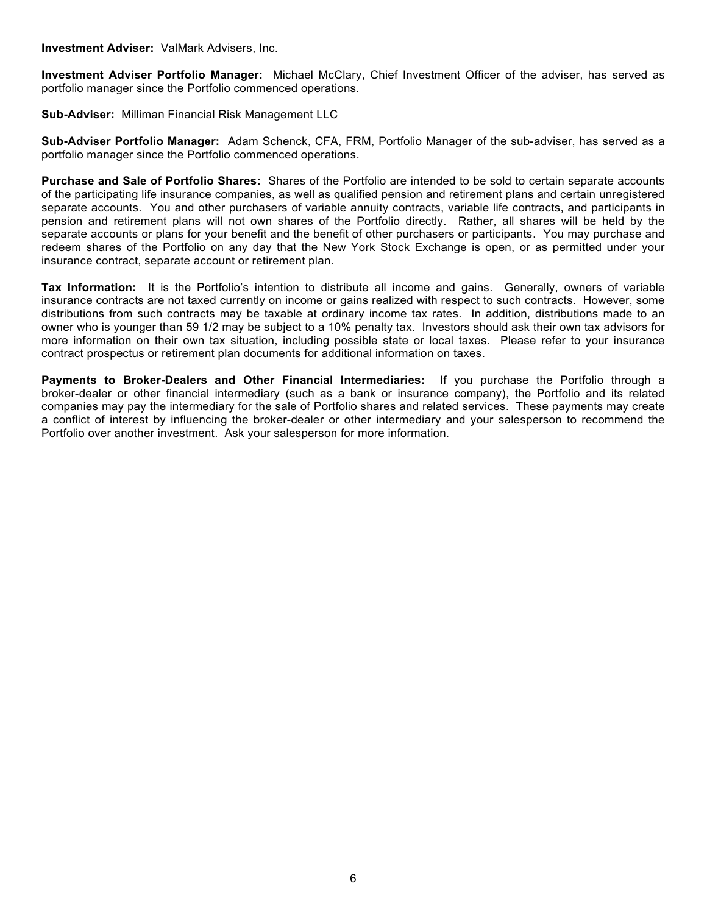**Investment Adviser:** ValMark Advisers, Inc.

**Investment Adviser Portfolio Manager:** Michael McClary, Chief Investment Officer of the adviser, has served as portfolio manager since the Portfolio commenced operations.

**Sub-Adviser:** Milliman Financial Risk Management LLC

**Sub-Adviser Portfolio Manager:** Adam Schenck, CFA, FRM, Portfolio Manager of the sub-adviser, has served as a portfolio manager since the Portfolio commenced operations.

**Purchase and Sale of Portfolio Shares:** Shares of the Portfolio are intended to be sold to certain separate accounts of the participating life insurance companies, as well as qualified pension and retirement plans and certain unregistered separate accounts. You and other purchasers of variable annuity contracts, variable life contracts, and participants in pension and retirement plans will not own shares of the Portfolio directly. Rather, all shares will be held by the separate accounts or plans for your benefit and the benefit of other purchasers or participants. You may purchase and redeem shares of the Portfolio on any day that the New York Stock Exchange is open, or as permitted under your insurance contract, separate account or retirement plan.

**Tax Information:** It is the Portfolio's intention to distribute all income and gains. Generally, owners of variable insurance contracts are not taxed currently on income or gains realized with respect to such contracts. However, some distributions from such contracts may be taxable at ordinary income tax rates. In addition, distributions made to an owner who is younger than 59 1/2 may be subject to a 10% penalty tax. Investors should ask their own tax advisors for more information on their own tax situation, including possible state or local taxes. Please refer to your insurance contract prospectus or retirement plan documents for additional information on taxes.

**Payments to Broker-Dealers and Other Financial Intermediaries:** If you purchase the Portfolio through a broker-dealer or other financial intermediary (such as a bank or insurance company), the Portfolio and its related companies may pay the intermediary for the sale of Portfolio shares and related services. These payments may create a conflict of interest by influencing the broker-dealer or other intermediary and your salesperson to recommend the Portfolio over another investment. Ask your salesperson for more information.